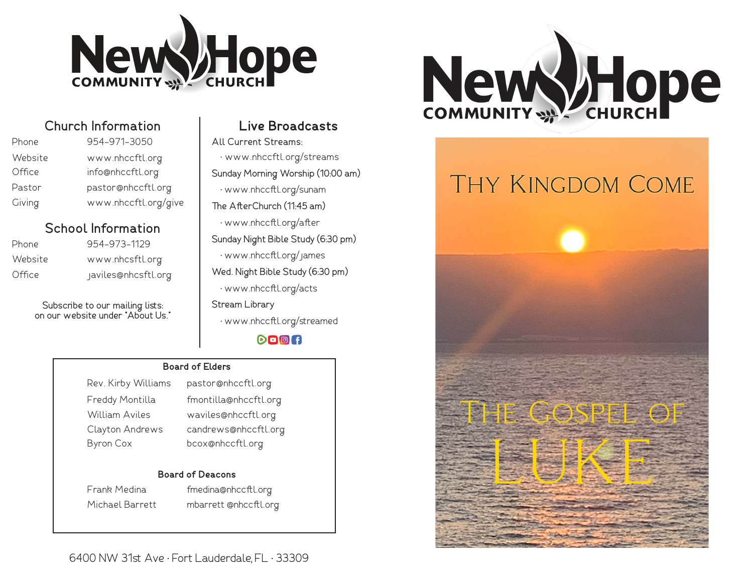# New Hope Community Church

## Church Information

| | |
|---|---|
| Phone | 954-971-3050 |
| Website | www.nhccftl.org |
| Office | info@nhccftl.org |
| Pastor | pastor@nhccftl.org |
| Giving | www.nhccftl.org/give |

## School Information

| | |
|---|---|
| Phone | 954-973-1129 |
| Website | www.nhcsftl.org |
| Office | javiles@nhcsftl.org |

Subscribe to our mailing lists:
on our website under "About Us."

## Live Broadcasts

All Current Streams:
- www.nhccftl.org/streams

Sunday Morning Worship (10:00 am)
- www.nhccftl.org/sunam

The AfterChurch (11:45 am)
- www.nhccftl.org/after

Sunday Night Bible Study (6:30 pm)
- www.nhccftl.org/james

Wed. Night Bible Study (6:30 pm)
- www.nhccftl.org/acts

Stream Library
- www.nhccftl.org/streamed

### Board of Elders

| | |
|---|---|
| Rev. Kirby Williams | pastor@nhccftl.org |
| Freddy Montilla | fmontilla@nhccftl.org |
| William Aviles | waviles@nhccftl.org |
| Clayton Andrews | candrews@nhccftl.org |
| Byron Cox | bcox@nhccftl.org |

### Board of Deacons

| | |
|---|---|
| Frank Medina | fmedina@nhccftl.org |
| Michael Barrett | mbarrett @nhccftl.org |

6400 NW 31st Ave · Fort Lauderdale, FL · 33309

# New Hope Community Church

## Thy Kingdom Come

## The Gospel of Luke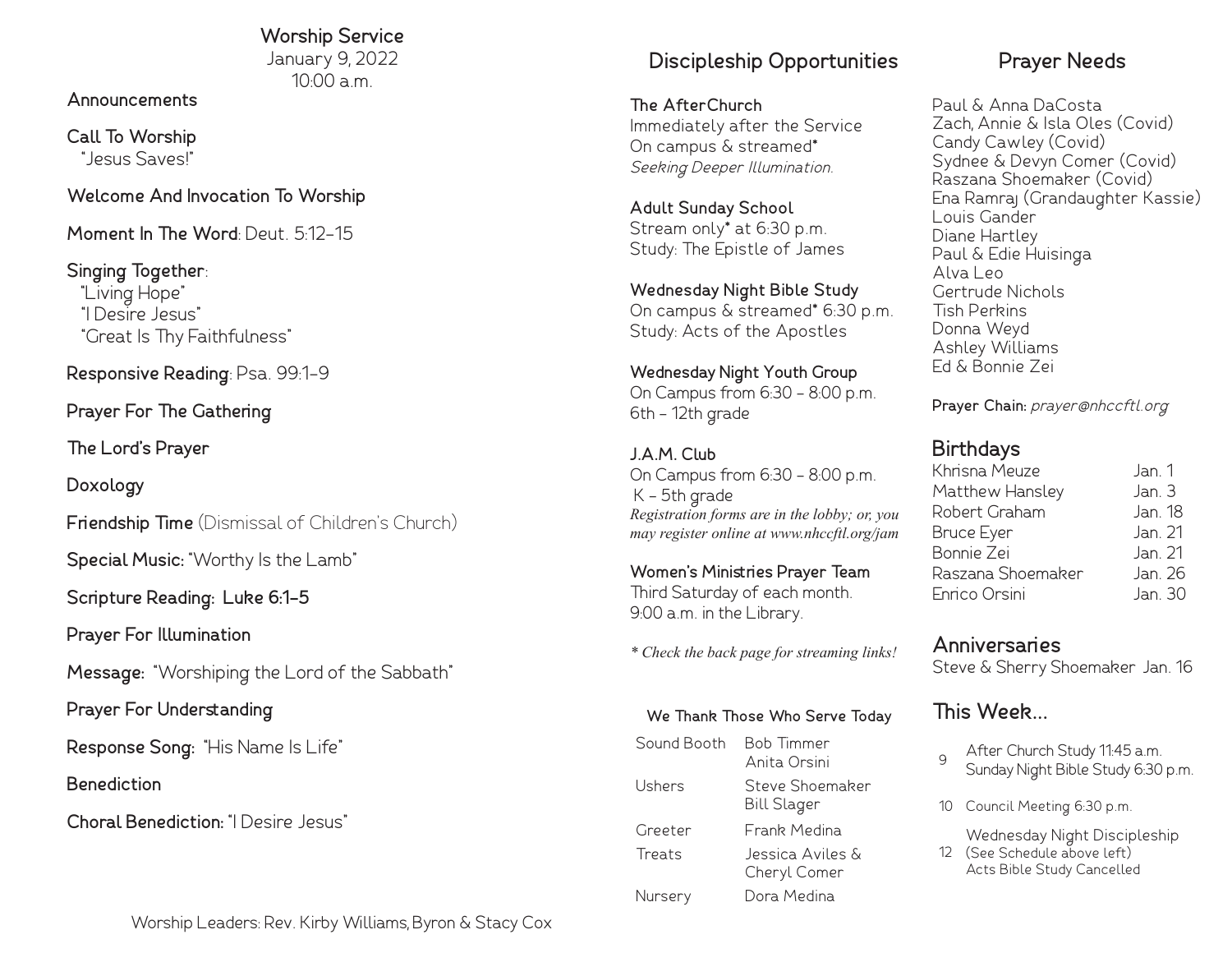## Worship Service

January 9, 2022
10:00 a.m.

**Announcements**

**Call To Worship**
"Jesus Saves!"

**Welcome And Invocation To Worship**

**Moment In The Word**: Deut. 5:12-15

**Singing Together**:
"Living Hope"
"I Desire Jesus"
"Great Is Thy Faithfulness"

**Responsive Reading**: Psa. 99:1-9

**Prayer For The Gathering**

**The Lord's Prayer**

**Doxology**

**Friendship Time** (Dismissal of Children's Church)

**Special Music:** "Worthy Is the Lamb"

**Scripture Reading: Luke 6:1-5**

**Prayer For Illumination**

**Message:** "Worshiping the Lord of the Sabbath"

**Prayer For Understanding**

**Response Song:** "His Name Is Life"

**Benediction**

**Choral Benediction:** "I Desire Jesus"

Worship Leaders: Rev. Kirby Williams, Byron & Stacy Cox

## Discipleship Opportunities

**The AfterChurch**
Immediately after the Service
On campus & streamed*
*Seeking Deeper Illumination.*

**Adult Sunday School**
Stream only* at 6:30 p.m.
Study: The Epistle of James

**Wednesday Night Bible Study**
On campus & streamed* 6:30 p.m.
Study: Acts of the Apostles

**Wednesday Night Youth Group**
On Campus from 6:30 - 8:00 p.m.
6th - 12th grade

**J.A.M. Club**
On Campus from 6:30 - 8:00 p.m.
K - 5th grade
*Registration forms are in the lobby; or, you may register online at www.nhccftl.org/jam*

**Women's Ministries Prayer Team**
Third Saturday of each month.
9:00 a.m. in the Library.

*\* Check the back page for streaming links!*

### We Thank Those Who Serve Today

| | |
|---|---|
| Sound Booth | Bob Timmer<br>Anita Orsini |
| Ushers | Steve Shoemaker<br>Bill Slager |
| Greeter | Frank Medina |
| Treats | Jessica Aviles &<br>Cheryl Comer |
| Nursery | Dora Medina |

## Prayer Needs

Paul & Anna DaCosta
Zach, Annie & Isla Oles (Covid)
Candy Cawley (Covid)
Sydnee & Devyn Comer (Covid)
Raszana Shoemaker (Covid)
Ena Ramraj (Grandaughter Kassie)
Louis Gander
Diane Hartley
Paul & Edie Huisinga
Alva Leo
Gertrude Nichols
Tish Perkins
Donna Weyd
Ashley Williams
Ed & Bonnie Zei

**Prayer Chain:** *prayer@nhccftl.org*

## Birthdays

| | |
|---|---|
| Khrisna Meuze | Jan. 1 |
| Matthew Hansley | Jan. 3 |
| Robert Graham | Jan. 18 |
| Bruce Eyer | Jan. 21 |
| Bonnie Zei | Jan. 21 |
| Raszana Shoemaker | Jan. 26 |
| Enrico Orsini | Jan. 30 |

## Anniversaries

Steve & Sherry Shoemaker Jan. 16

## This Week...

| | |
|---|---|
| 9 | After Church Study 11:45 a.m.<br>Sunday Night Bible Study 6:30 p.m. |
| 10 | Council Meeting 6:30 p.m. |
| 12 | Wednesday Night Discipleship<br>(See Schedule above left)<br>Acts Bible Study Cancelled |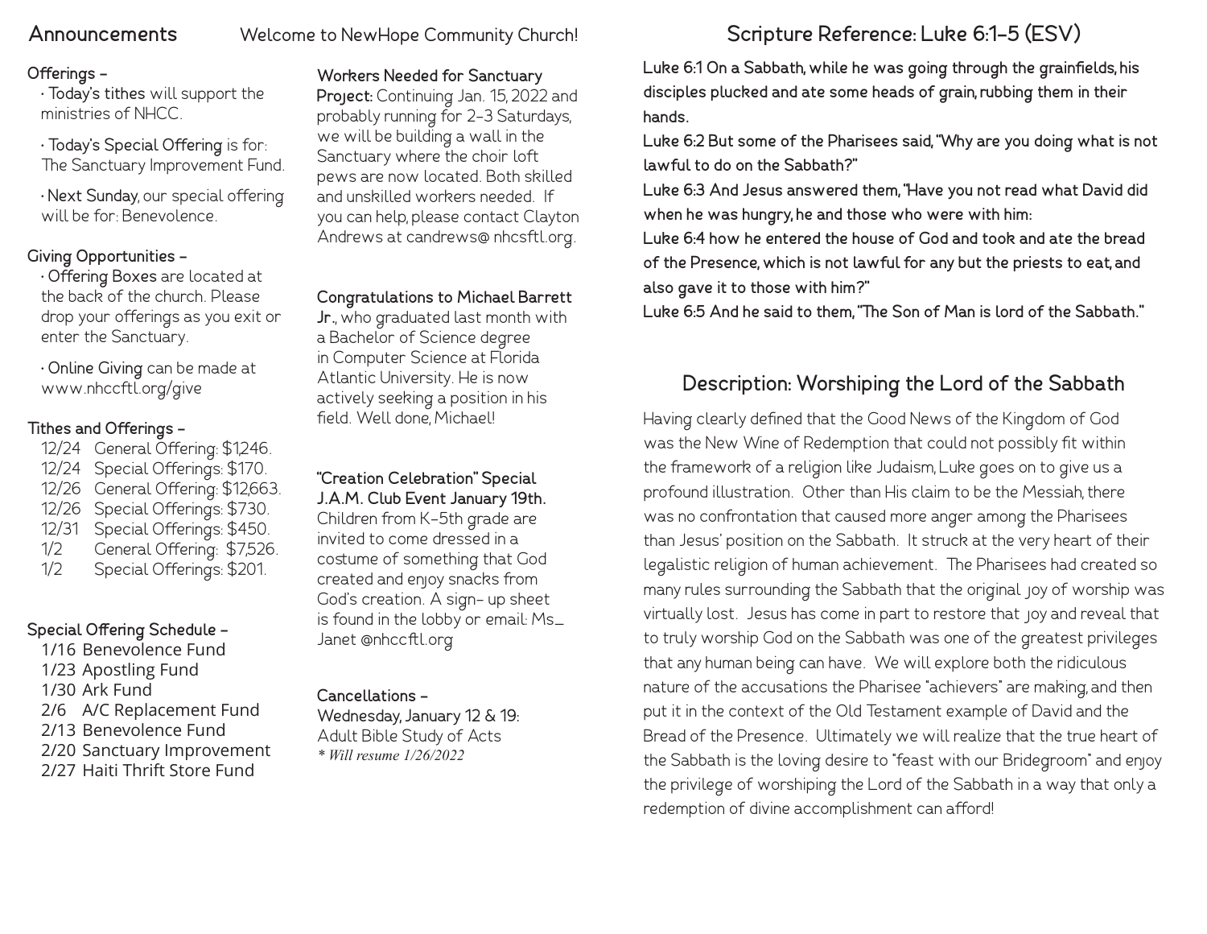## Announcements

Welcome to NewHope Community Church!

**Offerings –**

- **Today's tithes** will support the ministries of NHCC.
- **Today's Special Offering** is for: The Sanctuary Improvement Fund.
- **Next Sunday**, our special offering will be for: Benevolence.

**Giving Opportunities –**

- **Offering Boxes** are located at the back of the church. Please drop your offerings as you exit or enter the Sanctuary.
- **Online Giving** can be made at www.nhccftl.org/give

**Tithes and Offerings –**

| | |
|---|---|
| 12/24 | General Offering: $1,246. |
| 12/24 | Special Offerings: $170. |
| 12/26 | General Offering: $12,663. |
| 12/26 | Special Offerings: $730. |
| 12/31 | Special Offerings: $450. |
| 1/2 | General Offering: $7,526. |
| 1/2 | Special Offerings: $201. |

**Special Offering Schedule –**

| | |
|---|---|
| 1/16 | Benevolence Fund |
| 1/23 | Apostling Fund |
| 1/30 | Ark Fund |
| 2/6 | A/C Replacement Fund |
| 2/13 | Benevolence Fund |
| 2/20 | Sanctuary Improvement |
| 2/27 | Haiti Thrift Store Fund |

**Workers Needed for Sanctuary Project:** Continuing Jan. 15, 2022 and probably running for 2-3 Saturdays, we will be building a wall in the Sanctuary where the choir loft pews are now located. Both skilled and unskilled workers needed. If you can help, please contact Clayton Andrews at candrews@ nhcsftl.org.

**Congratulations to Michael Barrett Jr.**, who graduated last month with a Bachelor of Science degree in Computer Science at Florida Atlantic University. He is now actively seeking a position in his field. Well done, Michael!

**"Creation Celebration" Special J.A.M. Club Event January 19th.** Children from K-5th grade are invited to come dressed in a costume of something that God created and enjoy snacks from God's creation. A sign- up sheet is found in the lobby or email: Ms_ Janet @nhccftl.org

**Cancellations –**
**Wednesday, January 12 & 19:**
Adult Bible Study of Acts
*\* Will resume 1/26/2022*

## Scripture Reference: Luke 6:1-5 (ESV)

**Luke 6:1 On a Sabbath, while he was going through the grainfields, his disciples plucked and ate some heads of grain, rubbing them in their hands.**
**Luke 6:2 But some of the Pharisees said, "Why are you doing what is not lawful to do on the Sabbath?"**
**Luke 6:3 And Jesus answered them, "Have you not read what David did when he was hungry, he and those who were with him:**
**Luke 6:4 how he entered the house of God and took and ate the bread of the Presence, which is not lawful for any but the priests to eat, and also gave it to those with him?"**
**Luke 6:5 And he said to them, "The Son of Man is lord of the Sabbath."**

## Description: Worshiping the Lord of the Sabbath

Having clearly defined that the Good News of the Kingdom of God was the New Wine of Redemption that could not possibly fit within the framework of a religion like Judaism, Luke goes on to give us a profound illustration. Other than His claim to be the Messiah, there was no confrontation that caused more anger among the Pharisees than Jesus' position on the Sabbath. It struck at the very heart of their legalistic religion of human achievement. The Pharisees had created so many rules surrounding the Sabbath that the original joy of worship was virtually lost. Jesus has come in part to restore that joy and reveal that to truly worship God on the Sabbath was one of the greatest privileges that any human being can have. We will explore both the ridiculous nature of the accusations the Pharisee "achievers" are making, and then put it in the context of the Old Testament example of David and the Bread of the Presence. Ultimately we will realize that the true heart of the Sabbath is the loving desire to "feast with our Bridegroom" and enjoy the privilege of worshiping the Lord of the Sabbath in a way that only a redemption of divine accomplishment can afford!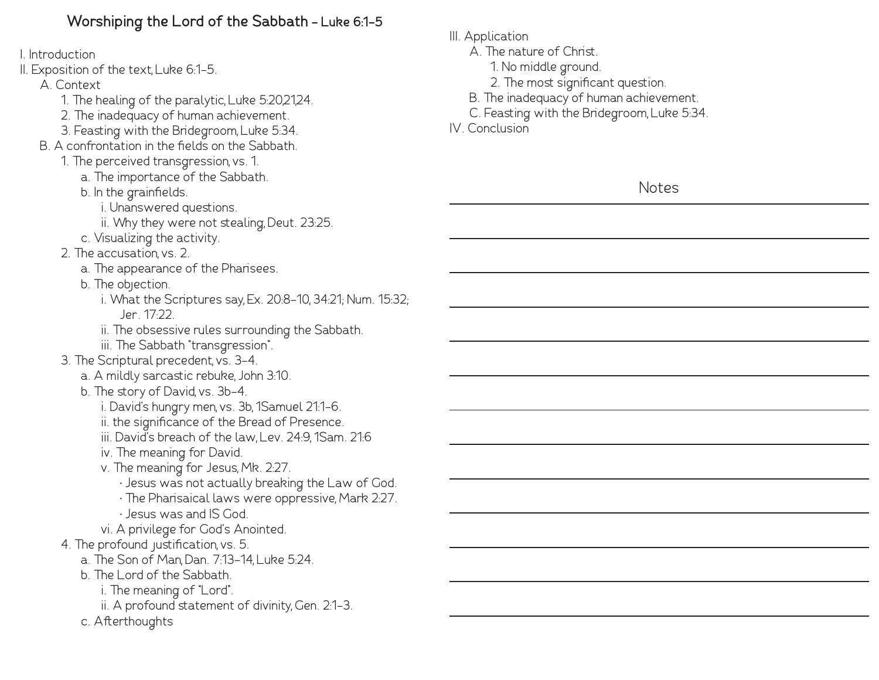# Worshiping the Lord of the Sabbath – Luke 6:1-5

I. Introduction

II. Exposition of the text, Luke 6:1-5.

- A. Context
  - 1. The healing of the paralytic, Luke 5:20,21,24.
  - 2. The inadequacy of human achievement.
  - 3. Feasting with the Bridegroom, Luke 5:34.
- B. A confrontation in the fields on the Sabbath.
  - 1. The perceived transgression, vs. 1.
    - a. The importance of the Sabbath.
    - b. In the grainfields.
      - i. Unanswered questions.
      - ii. Why they were not stealing, Deut. 23:25.
    - c. Visualizing the activity.
  - 2. The accusation, vs. 2.
    - a. The appearance of the Pharisees.
    - b. The objection.
      - i. What the Scriptures say, Ex. 20:8-10, 34:21; Num. 15:32; Jer. 17:22.
      - ii. The obsessive rules surrounding the Sabbath.
      - iii. The Sabbath "transgression".
  - 3. The Scriptural precedent, vs. 3-4.
    - a. A mildly sarcastic rebuke, John 3:10.
    - b. The story of David, vs. 3b-4.
      - i. David's hungry men, vs. 3b, 1Samuel 21:1-6.
      - ii. the significance of the Bread of Presence.
      - iii. David's breach of the law, Lev. 24:9, 1Sam. 21:6
      - iv. The meaning for David.
      - v. The meaning for Jesus, Mk. 2:27.
        - Jesus was not actually breaking the Law of God.
        - The Pharisaical laws were oppressive, Mark 2:27.
        - Jesus was and IS God.
      - vi. A privilege for God's Anointed.
  - 4. The profound justification, vs. 5.
    - a. The Son of Man, Dan. 7:13-14, Luke 5:24.
    - b. The Lord of the Sabbath.
      - i. The meaning of "Lord".
      - ii. A profound statement of divinity, Gen. 2:1-3.
    - c. Afterthoughts

III. Application

- A. The nature of Christ.
  - 1. No middle ground.
  - 2. The most significant question.
- B. The inadequacy of human achievement.
- C. Feasting with the Bridegroom, Luke 5:34.

IV. Conclusion

## Notes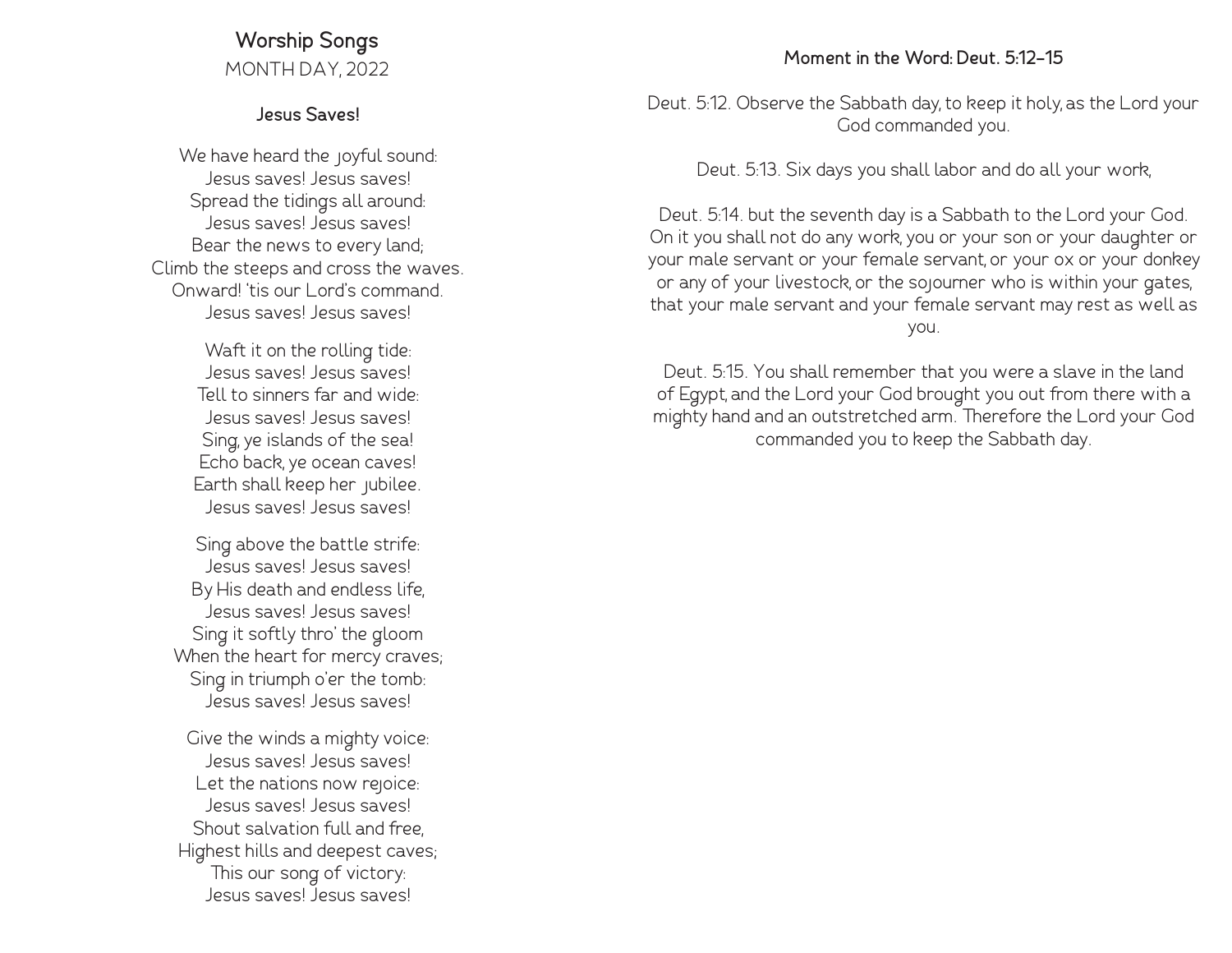## Worship Songs

MONTH DAY, 2022

### Jesus Saves!

We have heard the joyful sound:
Jesus saves! Jesus saves!
Spread the tidings all around:
Jesus saves! Jesus saves!
Bear the news to every land;
Climb the steeps and cross the waves.
Onward! 'tis our Lord's command.
Jesus saves! Jesus saves!

Waft it on the rolling tide:
Jesus saves! Jesus saves!
Tell to sinners far and wide:
Jesus saves! Jesus saves!
Sing, ye islands of the sea!
Echo back, ye ocean caves!
Earth shall keep her jubilee.
Jesus saves! Jesus saves!

Sing above the battle strife:
Jesus saves! Jesus saves!
By His death and endless life,
Jesus saves! Jesus saves!
Sing it softly thro' the gloom
When the heart for mercy craves;
Sing in triumph o'er the tomb:
Jesus saves! Jesus saves!

Give the winds a mighty voice:
Jesus saves! Jesus saves!
Let the nations now rejoice:
Jesus saves! Jesus saves!
Shout salvation full and free,
Highest hills and deepest caves;
This our song of victory:
Jesus saves! Jesus saves!

### Moment in the Word: Deut. 5:12–15

Deut. 5:12. Observe the Sabbath day, to keep it holy, as the Lord your God commanded you.

Deut. 5:13. Six days you shall labor and do all your work,

Deut. 5:14. but the seventh day is a Sabbath to the Lord your God. On it you shall not do any work, you or your son or your daughter or your male servant or your female servant, or your ox or your donkey or any of your livestock, or the sojourner who is within your gates, that your male servant and your female servant may rest as well as you.

Deut. 5:15. You shall remember that you were a slave in the land of Egypt, and the Lord your God brought you out from there with a mighty hand and an outstretched arm. Therefore the Lord your God commanded you to keep the Sabbath day.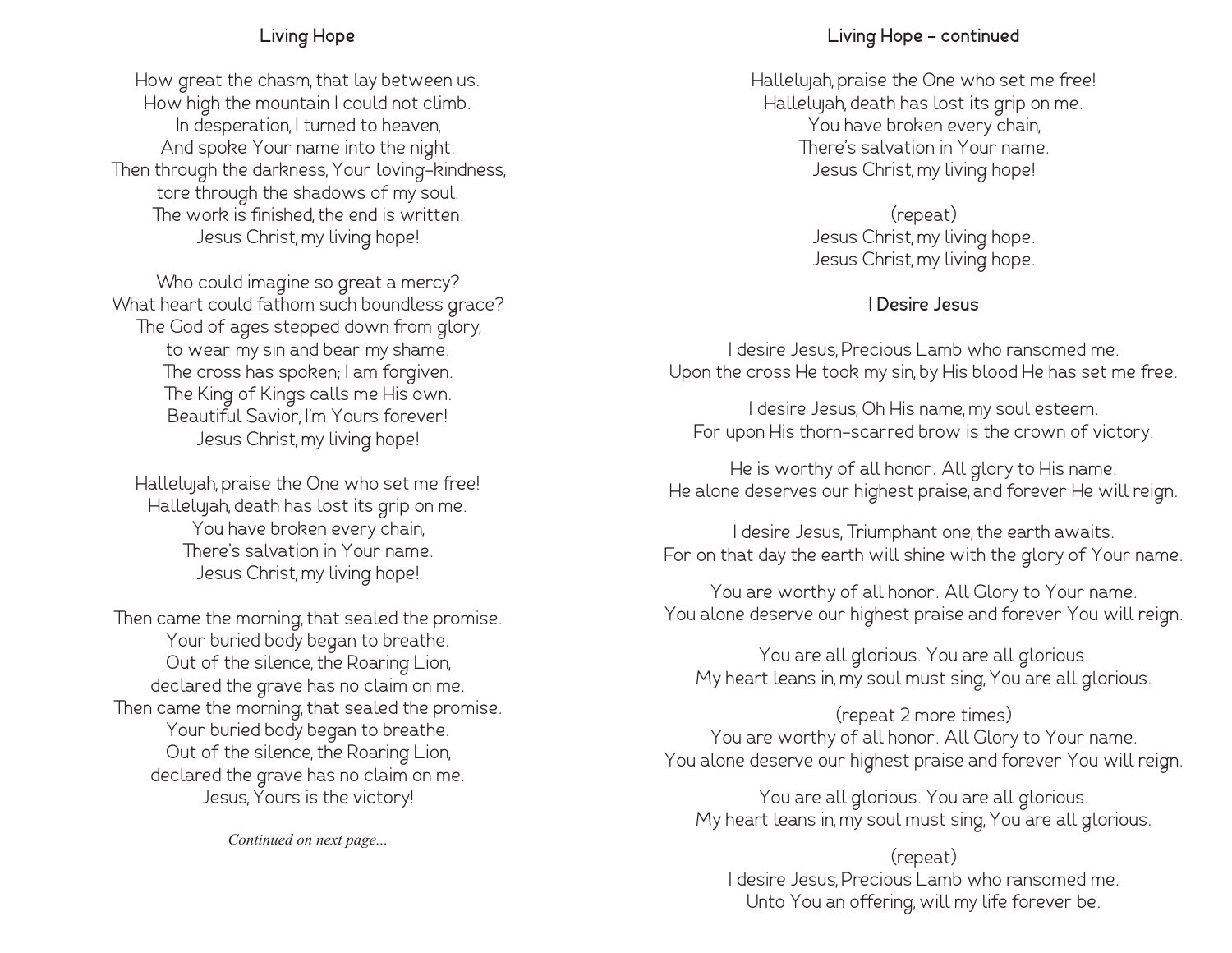## Living Hope

How great the chasm, that lay between us.
How high the mountain I could not climb.
In desperation, I turned to heaven,
And spoke Your name into the night.
Then through the darkness, Your loving-kindness,
tore through the shadows of my soul.
The work is finished, the end is written.
Jesus Christ, my living hope!

Who could imagine so great a mercy?
What heart could fathom such boundless grace?
The God of ages stepped down from glory,
to wear my sin and bear my shame.
The cross has spoken; I am forgiven.
The King of Kings calls me His own.
Beautiful Savior, I'm Yours forever!
Jesus Christ, my living hope!

Hallelujah, praise the One who set me free!
Hallelujah, death has lost its grip on me.
You have broken every chain,
There's salvation in Your name.
Jesus Christ, my living hope!

Then came the morning, that sealed the promise.
Your buried body began to breathe.
Out of the silence, the Roaring Lion,
declared the grave has no claim on me.
Then came the morning, that sealed the promise.
Your buried body began to breathe.
Out of the silence, the Roaring Lion,
declared the grave has no claim on me.
Jesus, Yours is the victory!

*Continued on next page...*

## Living Hope – continued

Hallelujah, praise the One who set me free!
Hallelujah, death has lost its grip on me.
You have broken every chain,
There's salvation in Your name.
Jesus Christ, my living hope!

(repeat)
Jesus Christ, my living hope.
Jesus Christ, my living hope.

## I Desire Jesus

I desire Jesus, Precious Lamb who ransomed me.
Upon the cross He took my sin, by His blood He has set me free.

I desire Jesus, Oh His name, my soul esteem.
For upon His thorn-scarred brow is the crown of victory.

He is worthy of all honor. All glory to His name.
He alone deserves our highest praise, and forever He will reign.

I desire Jesus, Triumphant one, the earth awaits.
For on that day the earth will shine with the glory of Your name.

You are worthy of all honor. All Glory to Your name.
You alone deserve our highest praise and forever You will reign.

You are all glorious. You are all glorious.
My heart leans in, my soul must sing, You are all glorious.

(repeat 2 more times)
You are worthy of all honor. All Glory to Your name.
You alone deserve our highest praise and forever You will reign.

You are all glorious. You are all glorious.
My heart leans in, my soul must sing, You are all glorious.

(repeat)
I desire Jesus, Precious Lamb who ransomed me.
Unto You an offering, will my life forever be.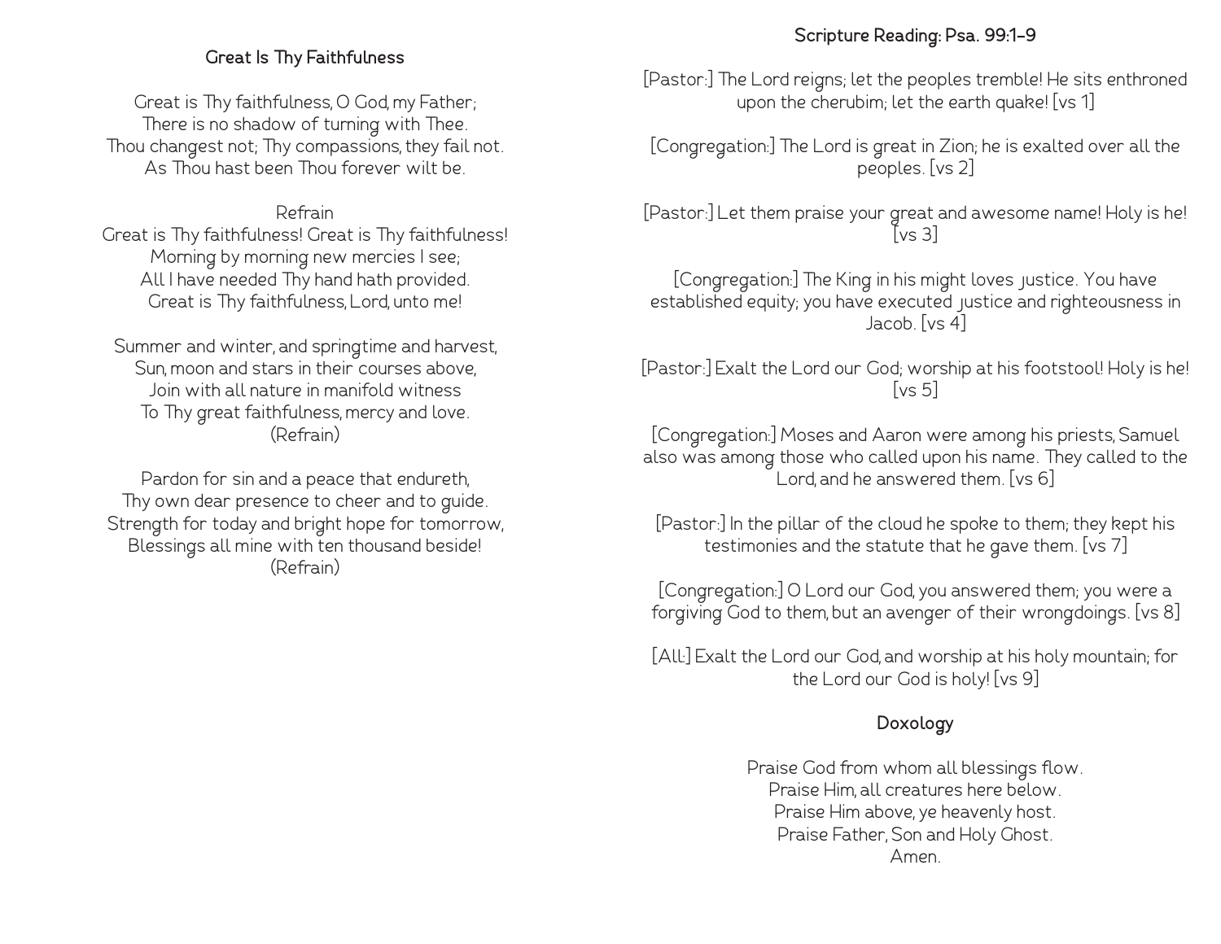## Great Is Thy Faithfulness

Great is Thy faithfulness, O God, my Father;
There is no shadow of turning with Thee.
Thou changest not; Thy compassions, they fail not.
As Thou hast been Thou forever wilt be.

Refrain
Great is Thy faithfulness! Great is Thy faithfulness!
Morning by morning new mercies I see;
All I have needed Thy hand hath provided.
Great is Thy faithfulness, Lord, unto me!

Summer and winter, and springtime and harvest,
Sun, moon and stars in their courses above,
Join with all nature in manifold witness
To Thy great faithfulness, mercy and love.
(Refrain)

Pardon for sin and a peace that endureth,
Thy own dear presence to cheer and to guide.
Strength for today and bright hope for tomorrow,
Blessings all mine with ten thousand beside!
(Refrain)

## Scripture Reading: Psa. 99:1–9

[Pastor:] The Lord reigns; let the peoples tremble! He sits enthroned upon the cherubim; let the earth quake! [vs 1]

[Congregation:] The Lord is great in Zion; he is exalted over all the peoples. [vs 2]

[Pastor:] Let them praise your great and awesome name! Holy is he! [vs 3]

[Congregation:] The King in his might loves justice. You have established equity; you have executed justice and righteousness in Jacob. [vs 4]

[Pastor:] Exalt the Lord our God; worship at his footstool! Holy is he! [vs 5]

[Congregation:] Moses and Aaron were among his priests, Samuel also was among those who called upon his name. They called to the Lord, and he answered them. [vs 6]

[Pastor:] In the pillar of the cloud he spoke to them; they kept his testimonies and the statute that he gave them. [vs 7]

[Congregation:] O Lord our God, you answered them; you were a forgiving God to them, but an avenger of their wrongdoings. [vs 8]

[All:] Exalt the Lord our God, and worship at his holy mountain; for the Lord our God is holy! [vs 9]

## Doxology

Praise God from whom all blessings flow.
Praise Him, all creatures here below.
Praise Him above, ye heavenly host.
Praise Father, Son and Holy Ghost.
Amen.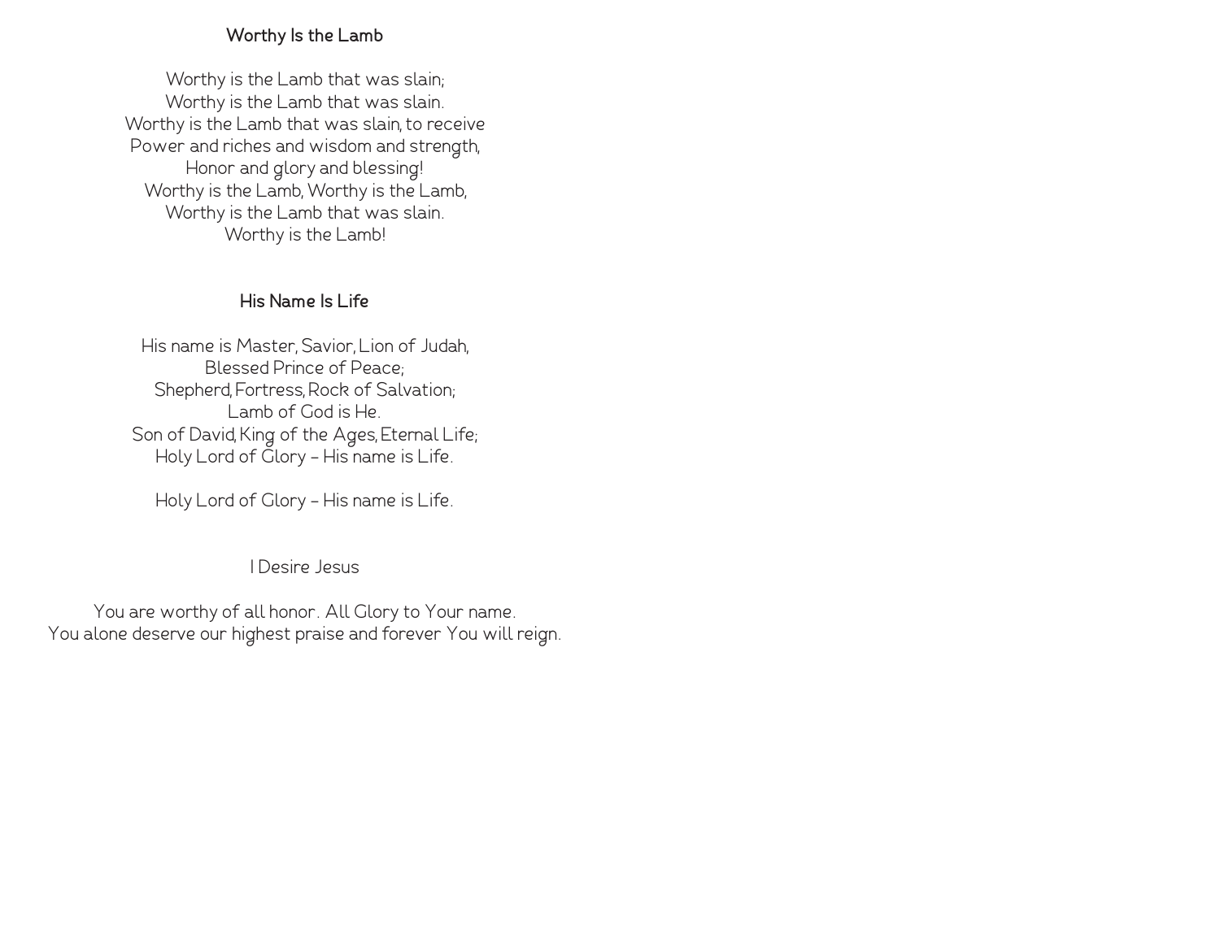**Worthy Is the Lamb**

Worthy is the Lamb that was slain;
Worthy is the Lamb that was slain.
Worthy is the Lamb that was slain, to receive
Power and riches and wisdom and strength,
Honor and glory and blessing!
Worthy is the Lamb, Worthy is the Lamb,
Worthy is the Lamb that was slain.
Worthy is the Lamb!

**His Name Is Life**

His name is Master, Savior, Lion of Judah,
Blessed Prince of Peace;
Shepherd, Fortress, Rock of Salvation;
Lamb of God is He.
Son of David, King of the Ages, Eternal Life;
Holy Lord of Glory – His name is Life.

Holy Lord of Glory – His name is Life.

I Desire Jesus

You are worthy of all honor. All Glory to Your name.
You alone deserve our highest praise and forever You will reign.